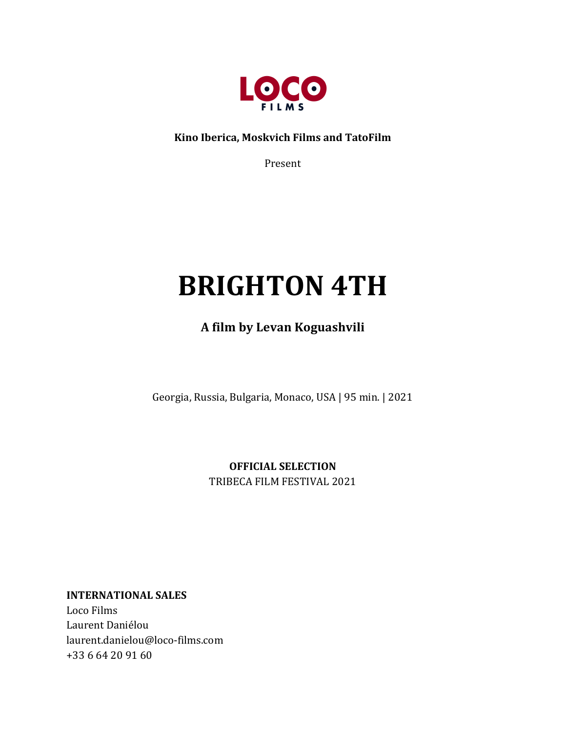LOCO FILMS

**Kino Iberica, Moskvich Films and TatoFilm**

Present

# BRIGHTON 4TH

### A film by Levan Koguashvili

Georgia, Russia, Bulgaria, Monaco, USA | 95 min. | 2021

**OFFICIAL SELECTION**
TRIBECA FILM FESTIVAL 2021

**INTERNATIONAL SALES**
Loco Films
Laurent Daniélou
laurent.danielou@loco-films.com
+33 6 64 20 91 60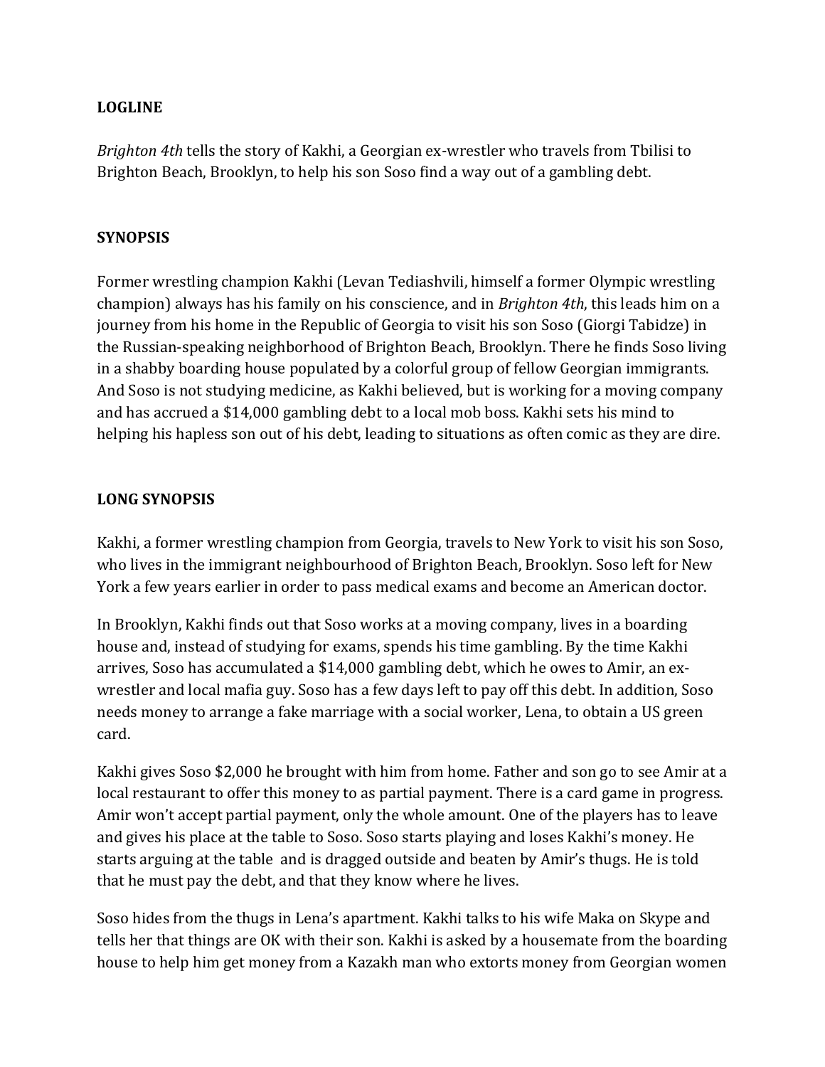**LOGLINE**

*Brighton 4th* tells the story of Kakhi, a Georgian ex-wrestler who travels from Tbilisi to Brighton Beach, Brooklyn, to help his son Soso find a way out of a gambling debt.

**SYNOPSIS**

Former wrestling champion Kakhi (Levan Tediashvili, himself a former Olympic wrestling champion) always has his family on his conscience, and in *Brighton 4th*, this leads him on a journey from his home in the Republic of Georgia to visit his son Soso (Giorgi Tabidze) in the Russian-speaking neighborhood of Brighton Beach, Brooklyn. There he finds Soso living in a shabby boarding house populated by a colorful group of fellow Georgian immigrants. And Soso is not studying medicine, as Kakhi believed, but is working for a moving company and has accrued a $14,000 gambling debt to a local mob boss. Kakhi sets his mind to helping his hapless son out of his debt, leading to situations as often comic as they are dire.

**LONG SYNOPSIS**

Kakhi, a former wrestling champion from Georgia, travels to New York to visit his son Soso, who lives in the immigrant neighbourhood of Brighton Beach, Brooklyn. Soso left for New York a few years earlier in order to pass medical exams and become an American doctor.

In Brooklyn, Kakhi finds out that Soso works at a moving company, lives in a boarding house and, instead of studying for exams, spends his time gambling. By the time Kakhi arrives, Soso has accumulated a $14,000 gambling debt, which he owes to Amir, an ex-wrestler and local mafia guy. Soso has a few days left to pay off this debt. In addition, Soso needs money to arrange a fake marriage with a social worker, Lena, to obtain a US green card.

Kakhi gives Soso $2,000 he brought with him from home. Father and son go to see Amir at a local restaurant to offer this money to as partial payment. There is a card game in progress. Amir won't accept partial payment, only the whole amount. One of the players has to leave and gives his place at the table to Soso. Soso starts playing and loses Kakhi's money. He starts arguing at the table and is dragged outside and beaten by Amir's thugs. He is told that he must pay the debt, and that they know where he lives.

Soso hides from the thugs in Lena's apartment. Kakhi talks to his wife Maka on Skype and tells her that things are OK with their son. Kakhi is asked by a housemate from the boarding house to help him get money from a Kazakh man who extorts money from Georgian women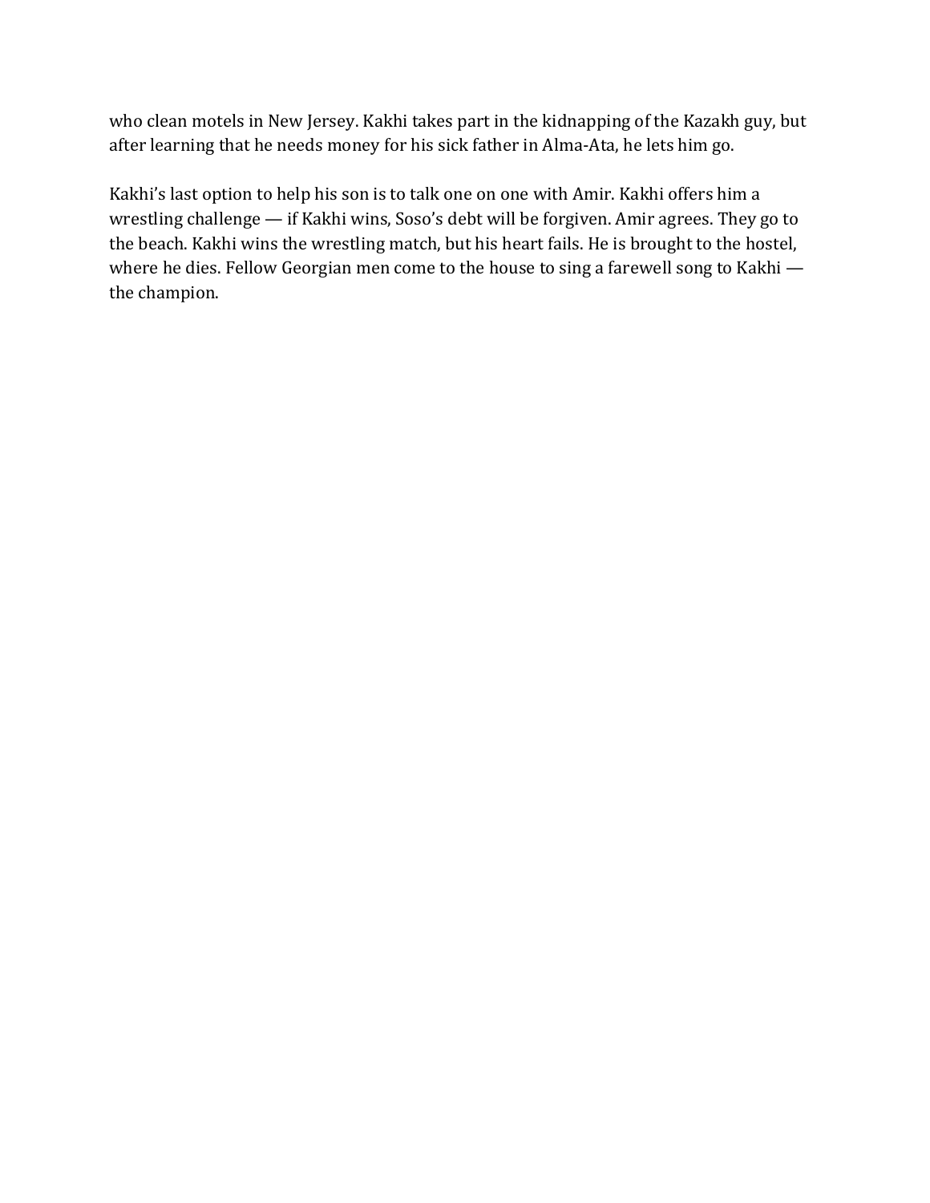who clean motels in New Jersey. Kakhi takes part in the kidnapping of the Kazakh guy, but after learning that he needs money for his sick father in Alma-Ata, he lets him go.

Kakhi's last option to help his son is to talk one on one with Amir. Kakhi offers him a wrestling challenge — if Kakhi wins, Soso's debt will be forgiven. Amir agrees. They go to the beach. Kakhi wins the wrestling match, but his heart fails. He is brought to the hostel, where he dies. Fellow Georgian men come to the house to sing a farewell song to Kakhi — the champion.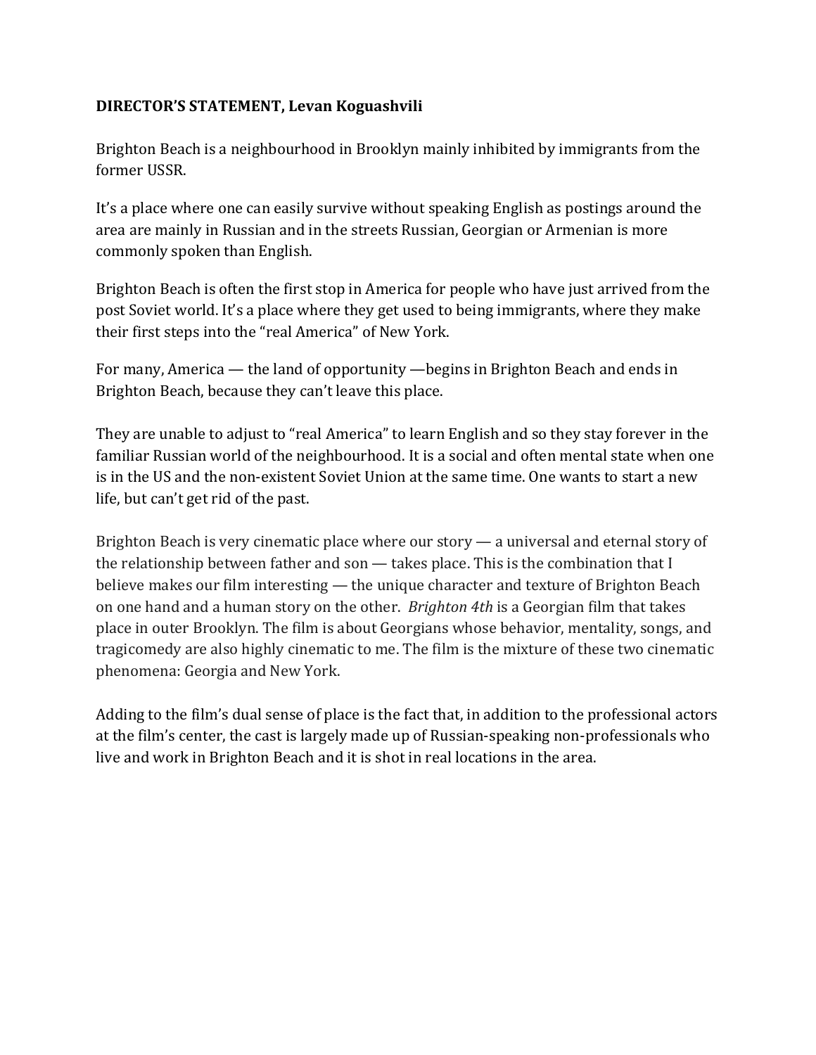**DIRECTOR'S STATEMENT, Levan Koguashvili**

Brighton Beach is a neighbourhood in Brooklyn mainly inhibited by immigrants from the former USSR.

It's a place where one can easily survive without speaking English as postings around the area are mainly in Russian and in the streets Russian, Georgian or Armenian is more commonly spoken than English.

Brighton Beach is often the first stop in America for people who have just arrived from the post Soviet world. It's a place where they get used to being immigrants, where they make their first steps into the "real America" of New York.

For many, America — the land of opportunity —begins in Brighton Beach and ends in Brighton Beach, because they can't leave this place.

They are unable to adjust to "real America" to learn English and so they stay forever in the familiar Russian world of the neighbourhood. It is a social and often mental state when one is in the US and the non-existent Soviet Union at the same time. One wants to start a new life, but can't get rid of the past.

Brighton Beach is very cinematic place where our story — a universal and eternal story of the relationship between father and son — takes place. This is the combination that I believe makes our film interesting — the unique character and texture of Brighton Beach on one hand and a human story on the other. *Brighton 4th* is a Georgian film that takes place in outer Brooklyn. The film is about Georgians whose behavior, mentality, songs, and tragicomedy are also highly cinematic to me. The film is the mixture of these two cinematic phenomena: Georgia and New York.

Adding to the film's dual sense of place is the fact that, in addition to the professional actors at the film's center, the cast is largely made up of Russian-speaking non-professionals who live and work in Brighton Beach and it is shot in real locations in the area.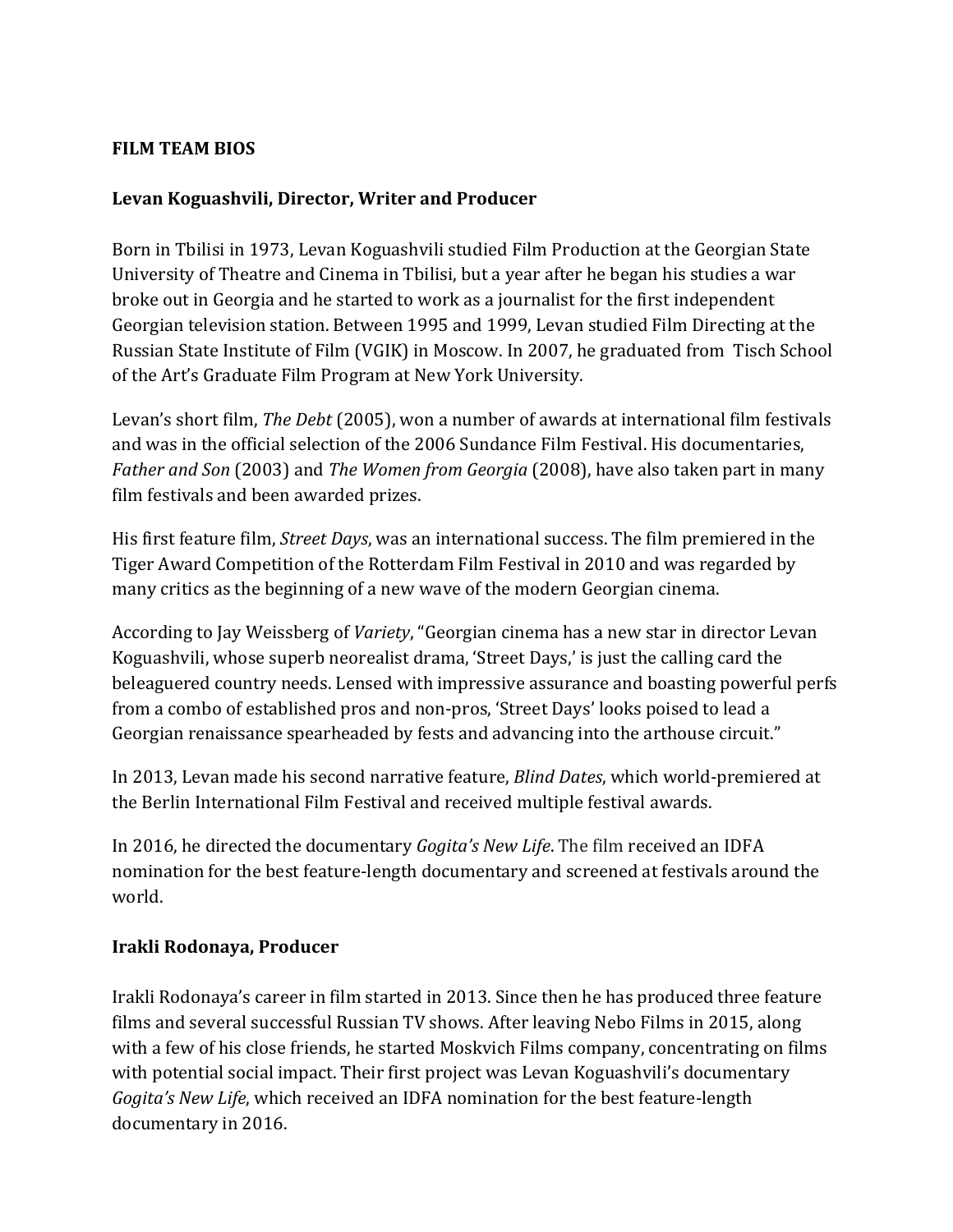**FILM TEAM BIOS**

**Levan Koguashvili, Director, Writer and Producer**

Born in Tbilisi in 1973, Levan Koguashvili studied Film Production at the Georgian State University of Theatre and Cinema in Tbilisi, but a year after he began his studies a war broke out in Georgia and he started to work as a journalist for the first independent Georgian television station. Between 1995 and 1999, Levan studied Film Directing at the Russian State Institute of Film (VGIK) in Moscow. In 2007, he graduated from Tisch School of the Art's Graduate Film Program at New York University.

Levan's short film, *The Debt* (2005), won a number of awards at international film festivals and was in the official selection of the 2006 Sundance Film Festival. His documentaries, *Father and Son* (2003) and *The Women from Georgia* (2008), have also taken part in many film festivals and been awarded prizes.

His first feature film, *Street Days*, was an international success. The film premiered in the Tiger Award Competition of the Rotterdam Film Festival in 2010 and was regarded by many critics as the beginning of a new wave of the modern Georgian cinema.

According to Jay Weissberg of *Variety*, "Georgian cinema has a new star in director Levan Koguashvili, whose superb neorealist drama, 'Street Days,' is just the calling card the beleaguered country needs. Lensed with impressive assurance and boasting powerful perfs from a combo of established pros and non-pros, 'Street Days' looks poised to lead a Georgian renaissance spearheaded by fests and advancing into the arthouse circuit."

In 2013, Levan made his second narrative feature, *Blind Dates*, which world-premiered at the Berlin International Film Festival and received multiple festival awards.

In 2016, he directed the documentary *Gogita's New Life*. The film received an IDFA nomination for the best feature-length documentary and screened at festivals around the world.

**Irakli Rodonaya, Producer**

Irakli Rodonaya's career in film started in 2013. Since then he has produced three feature films and several successful Russian TV shows. After leaving Nebo Films in 2015, along with a few of his close friends, he started Moskvich Films company, concentrating on films with potential social impact. Their first project was Levan Koguashvili's documentary *Gogita's New Life*, which received an IDFA nomination for the best feature-length documentary in 2016.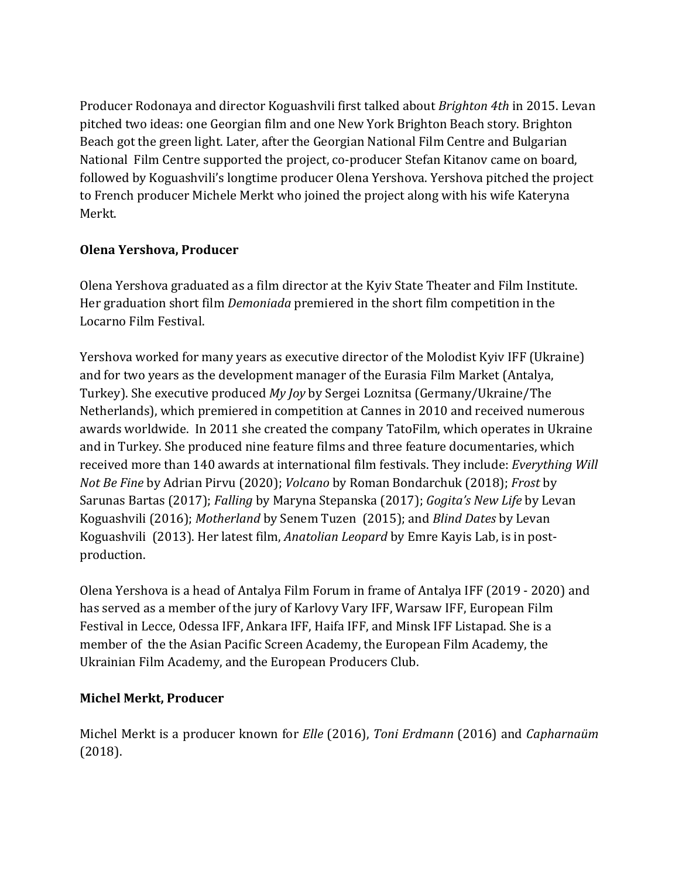Producer Rodonaya and director Koguashvili first talked about *Brighton 4th* in 2015. Levan pitched two ideas: one Georgian film and one New York Brighton Beach story. Brighton Beach got the green light. Later, after the Georgian National Film Centre and Bulgarian National Film Centre supported the project, co-producer Stefan Kitanov came on board, followed by Koguashvili's longtime producer Olena Yershova. Yershova pitched the project to French producer Michele Merkt who joined the project along with his wife Kateryna Merkt.

**Olena Yershova, Producer**

Olena Yershova graduated as a film director at the Kyiv State Theater and Film Institute. Her graduation short film *Demoniada* premiered in the short film competition in the Locarno Film Festival.

Yershova worked for many years as executive director of the Molodist Kyiv IFF (Ukraine) and for two years as the development manager of the Eurasia Film Market (Antalya, Turkey). She executive produced *My Joy* by Sergei Loznitsa (Germany/Ukraine/The Netherlands), which premiered in competition at Cannes in 2010 and received numerous awards worldwide. In 2011 she created the company TatoFilm, which operates in Ukraine and in Turkey. She produced nine feature films and three feature documentaries, which received more than 140 awards at international film festivals. They include: *Everything Will Not Be Fine* by Adrian Pirvu (2020); *Volcano* by Roman Bondarchuk (2018); *Frost* by Sarunas Bartas (2017); *Falling* by Maryna Stepanska (2017); *Gogita's New Life* by Levan Koguashvili (2016); *Motherland* by Senem Tuzen (2015); and *Blind Dates* by Levan Koguashvili (2013). Her latest film, *Anatolian Leopard* by Emre Kayis Lab, is in post-production.

Olena Yershova is a head of Antalya Film Forum in frame of Antalya IFF (2019 - 2020) and has served as a member of the jury of Karlovy Vary IFF, Warsaw IFF, European Film Festival in Lecce, Odessa IFF, Ankara IFF, Haifa IFF, and Minsk IFF Listapad. She is a member of the the Asian Pacific Screen Academy, the European Film Academy, the Ukrainian Film Academy, and the European Producers Club.

**Michel Merkt, Producer**

Michel Merkt is a producer known for *Elle* (2016), *Toni Erdmann* (2016) and *Capharnaüm* (2018).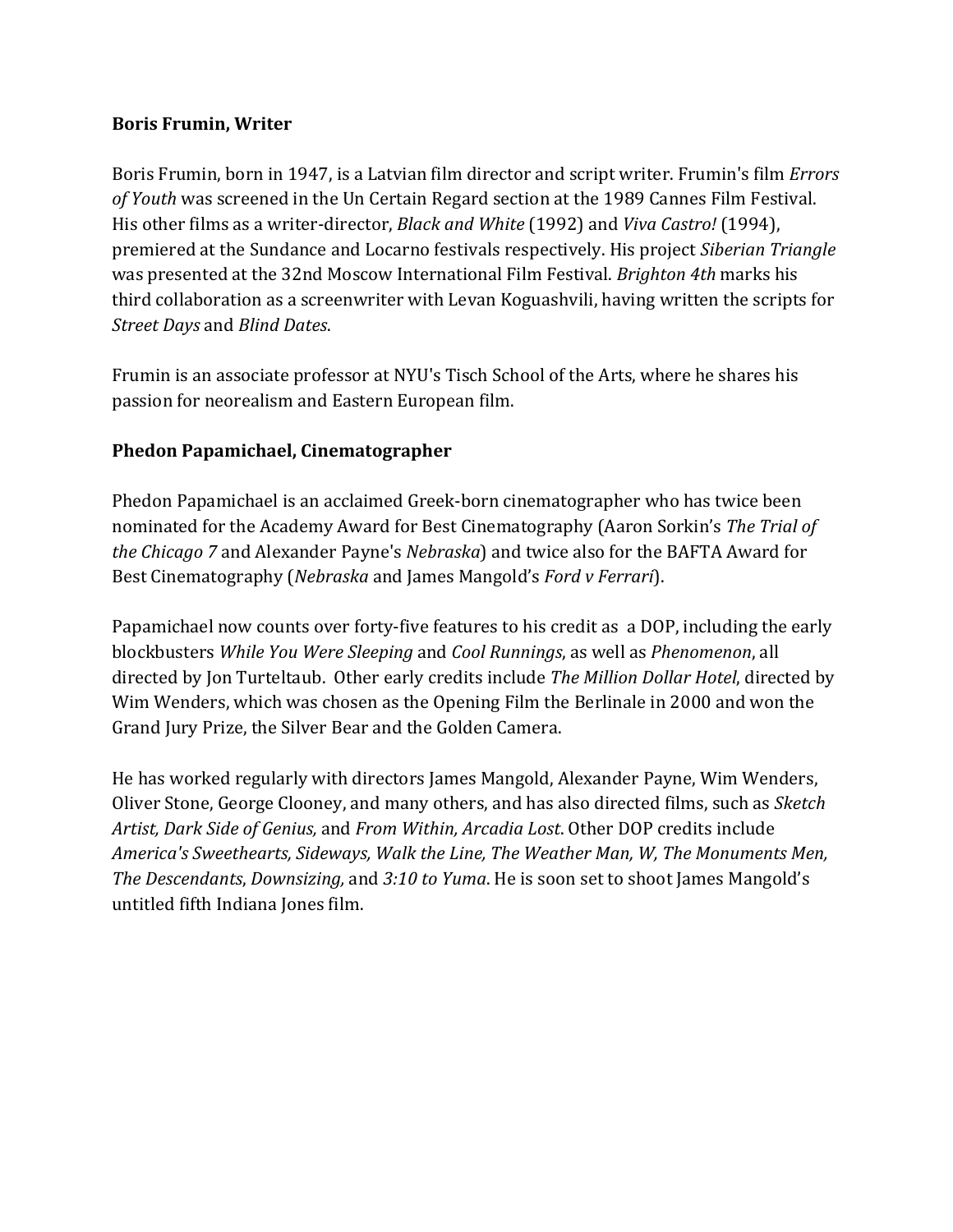**Boris Frumin, Writer**

Boris Frumin, born in 1947, is a Latvian film director and script writer. Frumin's film *Errors of Youth* was screened in the Un Certain Regard section at the 1989 Cannes Film Festival. His other films as a writer-director, *Black and White* (1992) and *Viva Castro!* (1994), premiered at the Sundance and Locarno festivals respectively. His project *Siberian Triangle* was presented at the 32nd Moscow International Film Festival. *Brighton 4th* marks his third collaboration as a screenwriter with Levan Koguashvili, having written the scripts for *Street Days* and *Blind Dates*.

Frumin is an associate professor at NYU's Tisch School of the Arts, where he shares his passion for neorealism and Eastern European film.

**Phedon Papamichael, Cinematographer**

Phedon Papamichael is an acclaimed Greek-born cinematographer who has twice been nominated for the Academy Award for Best Cinematography (Aaron Sorkin's *The Trial of the Chicago 7* and Alexander Payne's *Nebraska*) and twice also for the BAFTA Award for Best Cinematography (*Nebraska* and James Mangold's *Ford v Ferrari*).

Papamichael now counts over forty-five features to his credit as a DOP, including the early blockbusters *While You Were Sleeping* and *Cool Runnings*, as well as *Phenomenon*, all directed by Jon Turteltaub. Other early credits include *The Million Dollar Hotel*, directed by Wim Wenders, which was chosen as the Opening Film the Berlinale in 2000 and won the Grand Jury Prize, the Silver Bear and the Golden Camera.

He has worked regularly with directors James Mangold, Alexander Payne, Wim Wenders, Oliver Stone, George Clooney, and many others, and has also directed films, such as *Sketch Artist, Dark Side of Genius,* and *From Within, Arcadia Lost*. Other DOP credits include *America's Sweethearts, Sideways, Walk the Line, The Weather Man, W, The Monuments Men, The Descendants*, *Downsizing,* and *3:10 to Yuma*. He is soon set to shoot James Mangold's untitled fifth Indiana Jones film.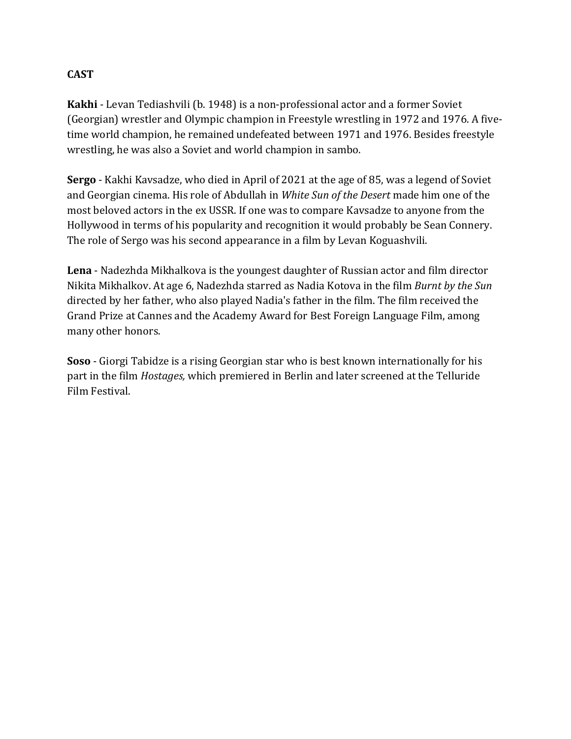## CAST

**Kakhi** - Levan Tediashvili (b. 1948) is a non-professional actor and a former Soviet (Georgian) wrestler and Olympic champion in Freestyle wrestling in 1972 and 1976. A five-time world champion, he remained undefeated between 1971 and 1976. Besides freestyle wrestling, he was also a Soviet and world champion in sambo.

**Sergo** - Kakhi Kavsadze, who died in April of 2021 at the age of 85, was a legend of Soviet and Georgian cinema. His role of Abdullah in *White Sun of the Desert* made him one of the most beloved actors in the ex USSR. If one was to compare Kavsadze to anyone from the Hollywood in terms of his popularity and recognition it would probably be Sean Connery. The role of Sergo was his second appearance in a film by Levan Koguashvili.

**Lena** - Nadezhda Mikhalkova is the youngest daughter of Russian actor and film director Nikita Mikhalkov. At age 6, Nadezhda starred as Nadia Kotova in the film *Burnt by the Sun* directed by her father, who also played Nadia's father in the film. The film received the Grand Prize at Cannes and the Academy Award for Best Foreign Language Film, among many other honors.

**Soso** - Giorgi Tabidze is a rising Georgian star who is best known internationally for his part in the film *Hostages,* which premiered in Berlin and later screened at the Telluride Film Festival.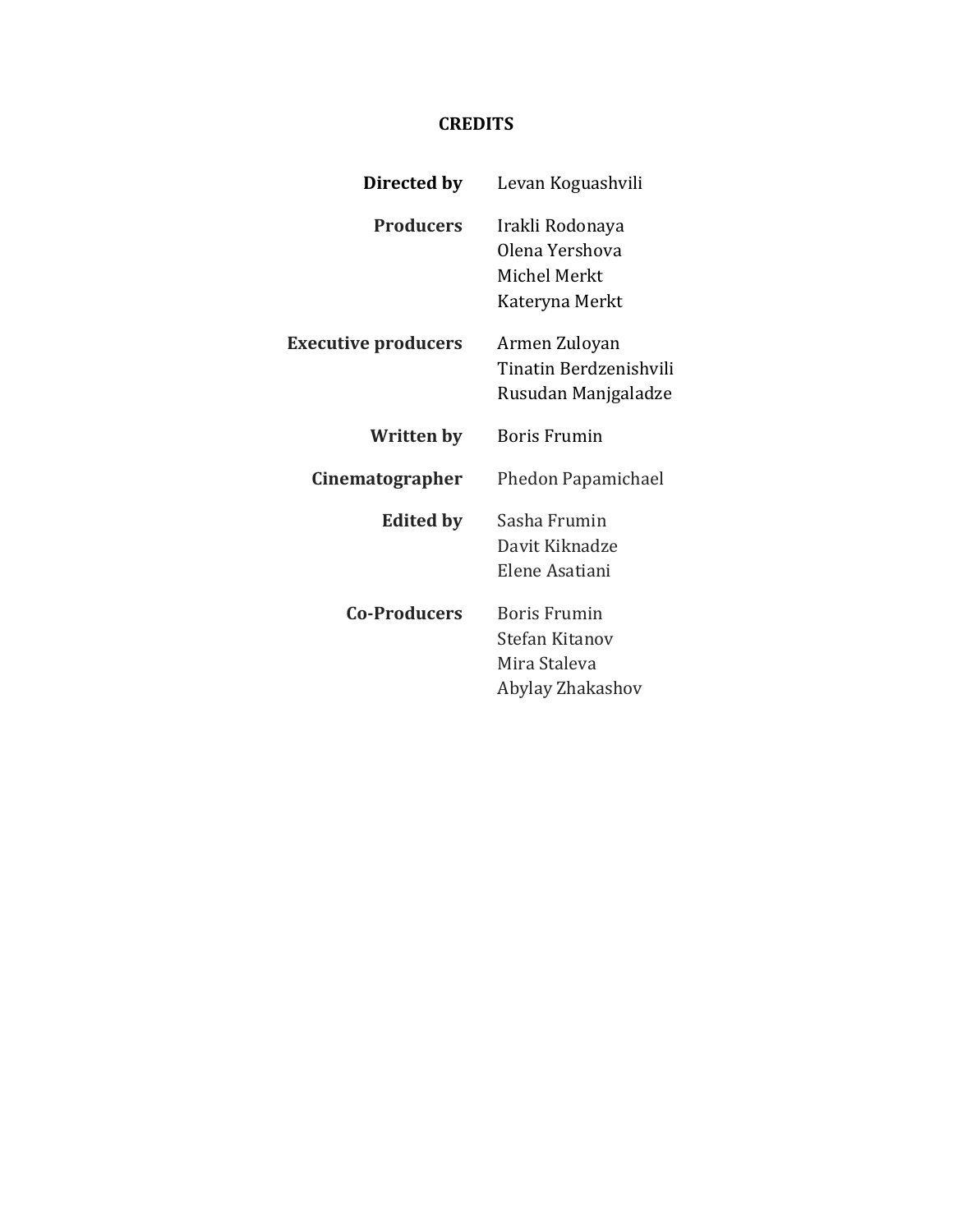# CREDITS

| | |
|---|---|
| **Directed by** | Levan Koguashvili |
| **Producers** | Irakli Rodonaya<br>Olena Yershova<br>Michel Merkt<br>Kateryna Merkt |
| **Executive producers** | Armen Zuloyan<br>Tinatin Berdzenishvili<br>Rusudan Manjgaladze |
| **Written by** | Boris Frumin |
| **Cinematographer** | Phedon Papamichael |
| **Edited by** | Sasha Frumin<br>Davit Kiknadze<br>Elene Asatiani |
| **Co-Producers** | Boris Frumin<br>Stefan Kitanov<br>Mira Staleva<br>Abylay Zhakashov |